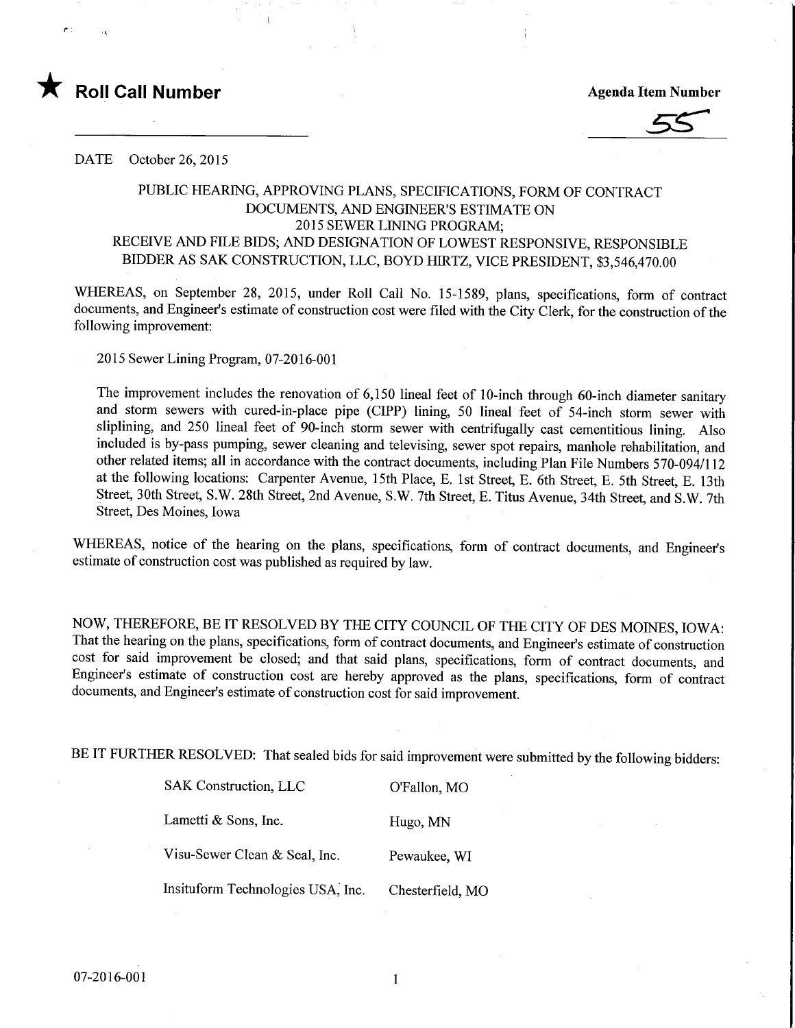★ **Roll Call Number**

**Agenda Item Number**

55

DATE October 26, 2015

PUBLIC HEARING, APPROVING PLANS, SPECIFICATIONS, FORM OF CONTRACT DOCUMENTS, AND ENGINEER'S ESTIMATE ON 2015 SEWER LINING PROGRAM; RECEIVE AND FILE BIDS; AND DESIGNATION OF LOWEST RESPONSIVE, RESPONSIBLE BIDDER AS SAK CONSTRUCTION, LLC, BOYD HIRTZ, VICE PRESIDENT, $3,546,470.00

WHEREAS, on September 28, 2015, under Roll Call No. 15-1589, plans, specifications, form of contract documents, and Engineer's estimate of construction cost were filed with the City Clerk, for the construction of the following improvement:

2015 Sewer Lining Program, 07-2016-001

The improvement includes the renovation of 6,150 lineal feet of 10-inch through 60-inch diameter sanitary and storm sewers with cured-in-place pipe (CIPP) lining, 50 lineal feet of 54-inch storm sewer with sliplining, and 250 lineal feet of 90-inch storm sewer with centrifugally cast cementitious lining. Also included is by-pass pumping, sewer cleaning and televising, sewer spot repairs, manhole rehabilitation, and other related items; all in accordance with the contract documents, including Plan File Numbers 570-094/112 at the following locations: Carpenter Avenue, 15th Place, E. 1st Street, E. 6th Street, E. 5th Street, E. 13th Street, 30th Street, S.W. 28th Street, 2nd Avenue, S.W. 7th Street, E. Titus Avenue, 34th Street, and S.W. 7th Street, Des Moines, Iowa

WHEREAS, notice of the hearing on the plans, specifications, form of contract documents, and Engineer's estimate of construction cost was published as required by law.

NOW, THEREFORE, BE IT RESOLVED BY THE CITY COUNCIL OF THE CITY OF DES MOINES, IOWA: That the hearing on the plans, specifications, form of contract documents, and Engineer's estimate of construction cost for said improvement be closed; and that said plans, specifications, form of contract documents, and Engineer's estimate of construction cost are hereby approved as the plans, specifications, form of contract documents, and Engineer's estimate of construction cost for said improvement.

BE IT FURTHER RESOLVED: That sealed bids for said improvement were submitted by the following bidders:

| | |
|---|---|
| SAK Construction, LLC | O'Fallon, MO |
| Lametti & Sons, Inc. | Hugo, MN |
| Visu-Sewer Clean & Seal, Inc. | Pewaukee, WI |
| Insituform Technologies USA, Inc. | Chesterfield, MO |

07-2016-001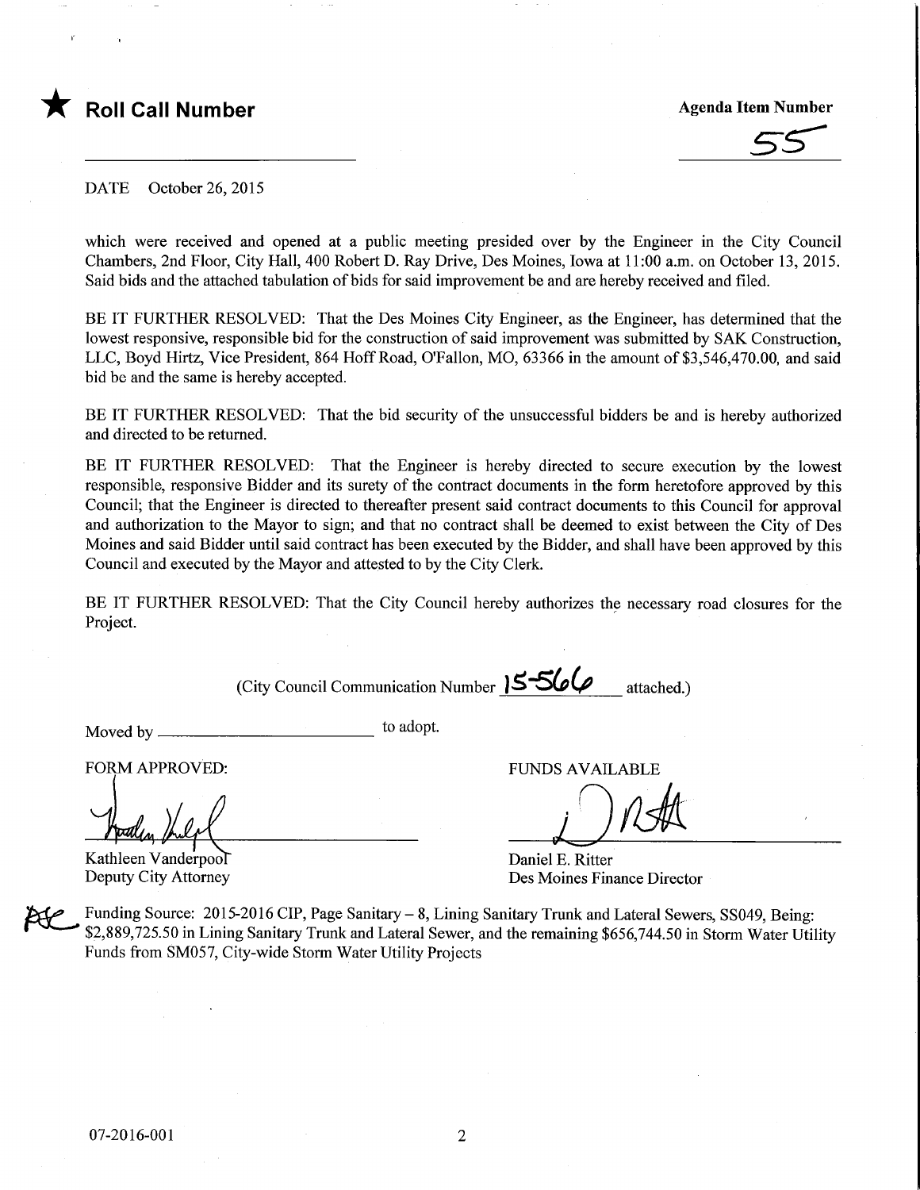★ **Roll Call Number**

**Agenda Item Number**

55

DATE October 26, 2015

which were received and opened at a public meeting presided over by the Engineer in the City Council Chambers, 2nd Floor, City Hall, 400 Robert D. Ray Drive, Des Moines, Iowa at 11:00 a.m. on October 13, 2015. Said bids and the attached tabulation of bids for said improvement be and are hereby received and filed.

BE IT FURTHER RESOLVED: That the Des Moines City Engineer, as the Engineer, has determined that the lowest responsive, responsible bid for the construction of said improvement was submitted by SAK Construction, LLC, Boyd Hirtz, Vice President, 864 Hoff Road, O'Fallon, MO, 63366 in the amount of $3,546,470.00, and said bid be and the same is hereby accepted.

BE IT FURTHER RESOLVED: That the bid security of the unsuccessful bidders be and is hereby authorized and directed to be returned.

BE IT FURTHER RESOLVED: That the Engineer is hereby directed to secure execution by the lowest responsible, responsive Bidder and its surety of the contract documents in the form heretofore approved by this Council; that the Engineer is directed to thereafter present said contract documents to this Council for approval and authorization to the Mayor to sign; and that no contract shall be deemed to exist between the City of Des Moines and said Bidder until said contract has been executed by the Bidder, and shall have been approved by this Council and executed by the Mayor and attested to by the City Clerk.

BE IT FURTHER RESOLVED: That the City Council hereby authorizes the necessary road closures for the Project.

(City Council Communication Number 15-566 attached.)

Moved by ________________________ to adopt.

FORM APPROVED:

Kathleen Vanderpool
Deputy City Attorney

FUNDS AVAILABLE

Daniel E. Ritter
Des Moines Finance Director

Funding Source: 2015-2016 CIP, Page Sanitary – 8, Lining Sanitary Trunk and Lateral Sewers, SS049, Being: $2,889,725.50 in Lining Sanitary Trunk and Lateral Sewer, and the remaining $656,744.50 in Storm Water Utility Funds from SM057, City-wide Storm Water Utility Projects

07-2016-001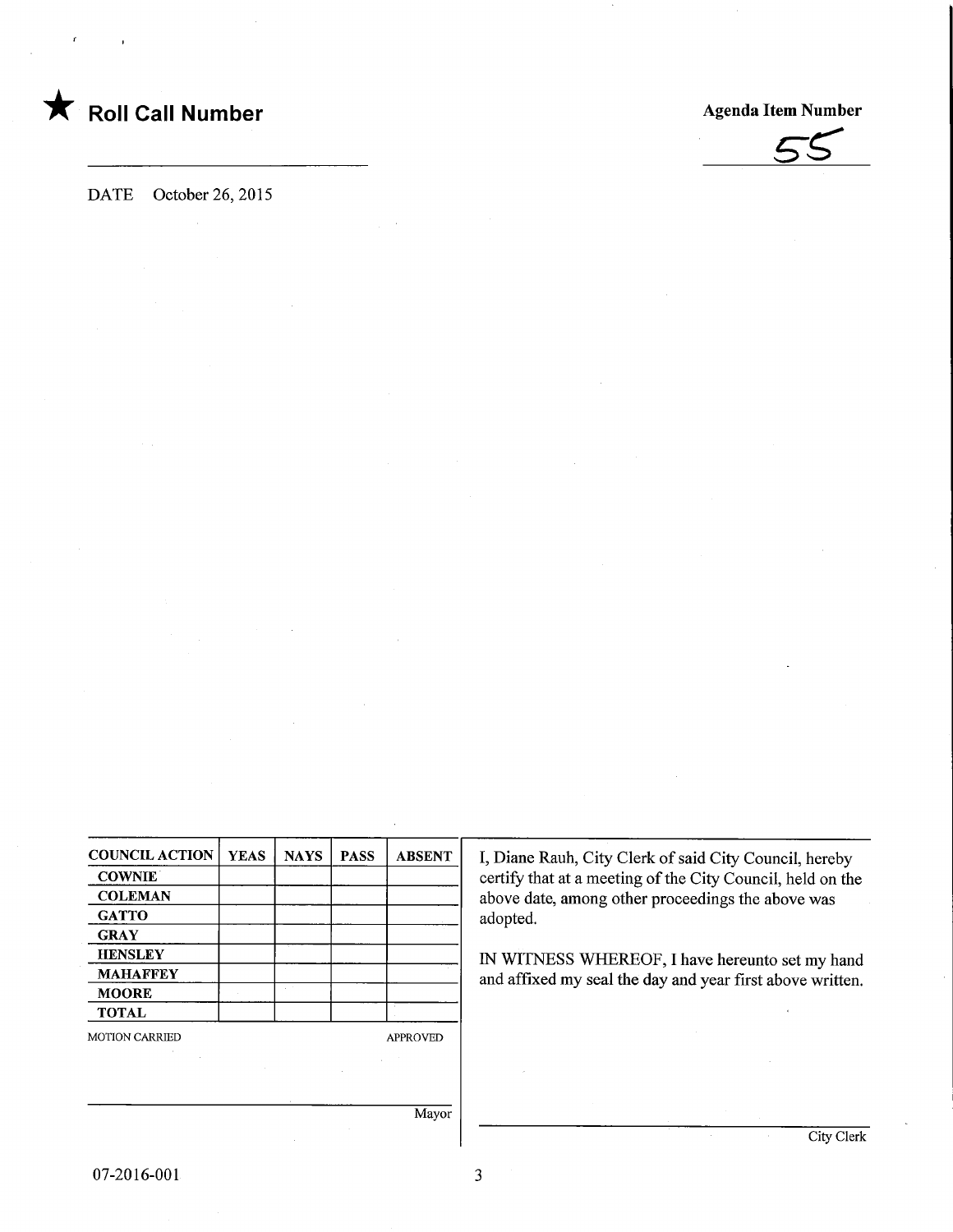★ **Roll Call Number**

**Agenda Item Number**

55

DATE October 26, 2015

| COUNCIL ACTION | YEAS | NAYS | PASS | ABSENT |
|---|---|---|---|---|
| COWNIE | | | | |
| COLEMAN | | | | |
| GATTO | | | | |
| GRAY | | | | |
| HENSLEY | | | | |
| MAHAFFEY | | | | |
| MOORE | | | | |
| TOTAL | | | | |

MOTION CARRIED APPROVED

Mayor

I, Diane Rauh, City Clerk of said City Council, hereby certify that at a meeting of the City Council, held on the above date, among other proceedings the above was adopted.

IN WITNESS WHEREOF, I have hereunto set my hand and affixed my seal the day and year first above written.

City Clerk

07-2016-001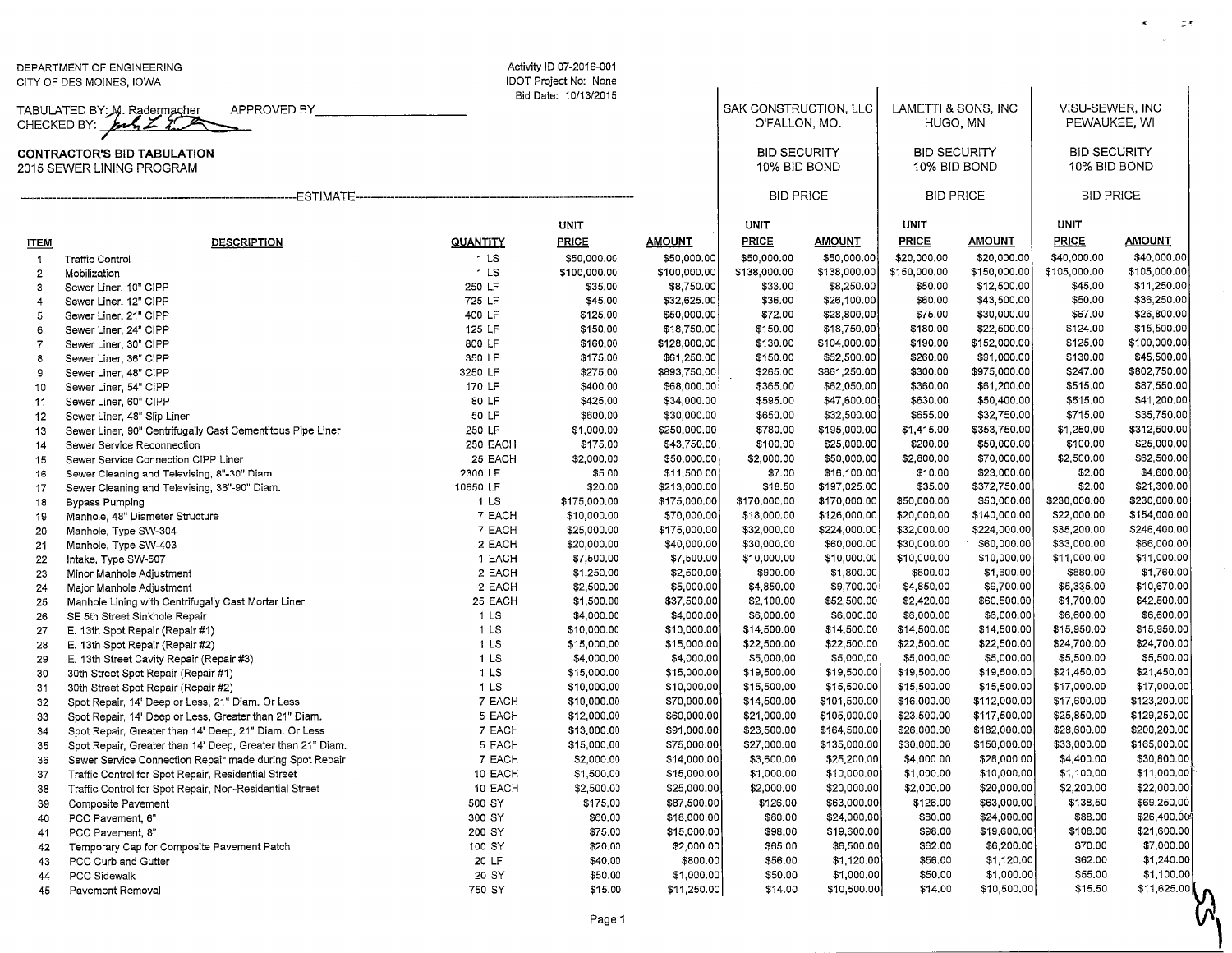DEPARTMENT OF ENGINEERING
CITY OF DES MOINES, IOWA

Activity ID 07-2016-001
IDOT Project No: None
Bid Date: 10/13/2015

TABULATED BY: M. Radermacher APPROVED BY______________
CHECKED BY: [signature]

**CONTRACTOR'S BID TABULATION**
2015 SEWER LINING PROGRAM

| | | | ESTIMATE | | SAK CONSTRUCTION, LLC O'FALLON, MO. | | LAMETTI & SONS, INC HUGO, MN | | VISU-SEWER, INC PEWAUKEE, WI | |
|---|---|---|---|---|---|---|---|---|---|---|
| | | | | | BID SECURITY 10% BID BOND | | BID SECURITY 10% BID BOND | | BID SECURITY 10% BID BOND | |
| | | | | | BID PRICE | | BID PRICE | | BID PRICE | |
| **ITEM** | **DESCRIPTION** | **QUANTITY** | **UNIT PRICE** | **AMOUNT** | **UNIT PRICE** | **AMOUNT** | **UNIT PRICE** | **AMOUNT** | **UNIT PRICE** | **AMOUNT** |
| 1 | Traffic Control | 1 LS | $50,000.00 | $50,000.00 | $50,000.00 | $50,000.00 | $20,000.00 | $20,000.00 | $40,000.00 | $40,000.00 |
| 2 | Mobilization | 1 LS | $100,000.00 | $100,000.00 | $138,000.00 | $138,000.00 | $150,000.00 | $150,000.00 | $105,000.00 | $105,000.00 |
| 3 | Sewer Liner, 10" CIPP | 250 LF | $35.00 | $8,750.00 | $33.00 | $8,250.00 | $50.00 | $12,500.00 | $45.00 | $11,250.00 |
| 4 | Sewer Liner, 12" CIPP | 725 LF | $45.00 | $32,625.00 | $36.00 | $26,100.00 | $60.00 | $43,500.00 | $50.00 | $36,250.00 |
| 5 | Sewer Liner, 21" CIPP | 400 LF | $125.00 | $50,000.00 | $72.00 | $28,800.00 | $75.00 | $30,000.00 | $67.00 | $26,800.00 |
| 6 | Sewer Liner, 24" CIPP | 125 LF | $150.00 | $18,750.00 | $150.00 | $18,750.00 | $180.00 | $22,500.00 | $124.00 | $15,500.00 |
| 7 | Sewer Liner, 30" CIPP | 800 LF | $160.00 | $128,000.00 | $130.00 | $104,000.00 | $190.00 | $152,000.00 | $125.00 | $100,000.00 |
| 8 | Sewer Liner, 36" CIPP | 350 LF | $175.00 | $61,250.00 | $150.00 | $52,500.00 | $260.00 | $91,000.00 | $130.00 | $45,500.00 |
| 9 | Sewer Liner, 48" CIPP | 3250 LF | $275.00 | $893,750.00 | $265.00 | $861,250.00 | $300.00 | $975,000.00 | $247.00 | $802,750.00 |
| 10 | Sewer Liner, 54" CIPP | 170 LF | $400.00 | $68,000.00 | $365.00 | $62,050.00 | $360.00 | $61,200.00 | $515.00 | $87,550.00 |
| 11 | Sewer Liner, 60" CIPP | 80 LF | $425.00 | $34,000.00 | $595.00 | $47,600.00 | $630.00 | $50,400.00 | $515.00 | $41,200.00 |
| 12 | Sewer Liner, 48" Slip Liner | 50 LF | $600.00 | $30,000.00 | $650.00 | $32,500.00 | $655.00 | $32,750.00 | $715.00 | $35,750.00 |
| 13 | Sewer Liner, 90" Centrifugally Cast Cementitous Pipe Liner | 250 LF | $1,000.00 | $250,000.00 | $780.00 | $195,000.00 | $1,415.00 | $353,750.00 | $1,250.00 | $312,500.00 |
| 14 | Sewer Service Reconnection | 250 EACH | $175.00 | $43,750.00 | $100.00 | $25,000.00 | $200.00 | $50,000.00 | $100.00 | $25,000.00 |
| 15 | Sewer Service Connection CIPP Liner | 25 EACH | $2,000.00 | $50,000.00 | $2,000.00 | $50,000.00 | $2,800.00 | $70,000.00 | $2,500.00 | $62,500.00 |
| 16 | Sewer Cleaning and Televising, 8"-30" Diam. | 2300 LF | $5.00 | $11,500.00 | $7.00 | $16,100.00 | $10.00 | $23,000.00 | $2.00 | $4,600.00 |
| 17 | Sewer Cleaning and Televising, 36"-90" Diam. | 10650 LF | $20.00 | $213,000.00 | $18.50 | $197,025.00 | $35.00 | $372,750.00 | $2.00 | $21,300.00 |
| 18 | Bypass Pumping | 1 LS | $175,000.00 | $175,000.00 | $170,000.00 | $170,000.00 | $50,000.00 | $50,000.00 | $230,000.00 | $230,000.00 |
| 19 | Manhole, 48" Diameter Structure | 7 EACH | $10,000.00 | $70,000.00 | $18,000.00 | $126,000.00 | $20,000.00 | $140,000.00 | $22,000.00 | $154,000.00 |
| 20 | Manhole, Type SW-304 | 7 EACH | $25,000.00 | $175,000.00 | $32,000.00 | $224,000.00 | $32,000.00 | $224,000.00 | $35,200.00 | $246,400.00 |
| 21 | Manhole, Type SW-403 | 2 EACH | $20,000.00 | $40,000.00 | $30,000.00 | $60,000.00 | $30,000.00 | $60,000.00 | $33,000.00 | $66,000.00 |
| 22 | Intake, Type SW-507 | 1 EACH | $7,500.00 | $7,500.00 | $10,000.00 | $10,000.00 | $10,000.00 | $10,000.00 | $11,000.00 | $11,000.00 |
| 23 | Minor Manhole Adjustment | 2 EACH | $1,250.00 | $2,500.00 | $900.00 | $1,800.00 | $800.00 | $1,600.00 | $880.00 | $1,760.00 |
| 24 | Major Manhole Adjustment | 2 EACH | $2,500.00 | $5,000.00 | $4,850.00 | $9,700.00 | $4,850.00 | $9,700.00 | $5,335.00 | $10,670.00 |
| 25 | Manhole Lining with Centrifugally Cast Mortar Liner | 25 EACH | $1,500.00 | $37,500.00 | $2,100.00 | $52,500.00 | $2,420.00 | $60,500.00 | $1,700.00 | $42,500.00 |
| 26 | SE 5th Street Sinkhole Repair | 1 LS | $4,000.00 | $4,000.00 | $6,000.00 | $6,000.00 | $6,000.00 | $6,000.00 | $6,600.00 | $6,600.00 |
| 27 | E. 13th Spot Repair (Repair #1) | 1 LS | $10,000.00 | $10,000.00 | $14,500.00 | $14,500.00 | $14,500.00 | $14,500.00 | $15,950.00 | $15,950.00 |
| 28 | E. 13th Spot Repair (Repair #2) | 1 LS | $15,000.00 | $15,000.00 | $22,500.00 | $22,500.00 | $22,500.00 | $22,500.00 | $24,700.00 | $24,700.00 |
| 29 | E. 13th Street Cavity Repair (Repair #3) | 1 LS | $4,000.00 | $4,000.00 | $5,000.00 | $5,000.00 | $5,000.00 | $5,000.00 | $5,500.00 | $5,500.00 |
| 30 | 30th Street Spot Repair (Repair #1) | 1 LS | $15,000.00 | $15,000.00 | $19,500.00 | $19,500.00 | $19,500.00 | $19,500.00 | $21,450.00 | $21,450.00 |
| 31 | 30th Street Spot Repair (Repair #2) | 1 LS | $10,000.00 | $10,000.00 | $15,500.00 | $15,500.00 | $15,500.00 | $15,500.00 | $17,000.00 | $17,000.00 |
| 32 | Spot Repair, 14' Deep or Less, 21" Diam. Or Less | 7 EACH | $10,000.00 | $70,000.00 | $14,500.00 | $101,500.00 | $16,000.00 | $112,000.00 | $17,600.00 | $123,200.00 |
| 33 | Spot Repair, 14' Deep or Less, Greater than 21" Diam. | 5 EACH | $12,000.00 | $60,000.00 | $21,000.00 | $105,000.00 | $23,500.00 | $117,500.00 | $25,850.00 | $129,250.00 |
| 34 | Spot Repair, Greater than 14' Deep, 21" Diam. Or Less | 7 EACH | $13,000.00 | $91,000.00 | $23,500.00 | $164,500.00 | $26,000.00 | $182,000.00 | $28,600.00 | $200,200.00 |
| 35 | Spot Repair, Greater than 14' Deep, Greater than 21" Diam. | 5 EACH | $15,000.00 | $75,000.00 | $27,000.00 | $135,000.00 | $30,000.00 | $150,000.00 | $33,000.00 | $165,000.00 |
| 36 | Sewer Service Connection Repair made during Spot Repair | 7 EACH | $2,000.00 | $14,000.00 | $3,600.00 | $25,200.00 | $4,000.00 | $28,000.00 | $4,400.00 | $30,800.00 |
| 37 | Traffic Control for Spot Repair, Residential Street | 10 EACH | $1,500.00 | $15,000.00 | $1,000.00 | $10,000.00 | $1,000.00 | $10,000.00 | $1,100.00 | $11,000.00 |
| 38 | Traffic Control for Spot Repair, Non-Residential Street | 10 EACH | $2,500.00 | $25,000.00 | $2,000.00 | $20,000.00 | $2,000.00 | $20,000.00 | $2,200.00 | $22,000.00 |
| 39 | Composite Pavement | 500 SY | $175.00 | $87,500.00 | $126.00 | $63,000.00 | $126.00 | $63,000.00 | $138.50 | $69,250.00 |
| 40 | PCC Pavement, 6" | 300 SY | $60.00 | $18,000.00 | $80.00 | $24,000.00 | $80.00 | $24,000.00 | $88.00 | $26,400.00 |
| 41 | PCC Pavement, 8" | 200 SY | $75.00 | $15,000.00 | $98.00 | $19,600.00 | $98.00 | $19,600.00 | $108.00 | $21,600.00 |
| 42 | Temporary Cap for Composite Pavement Patch | 100 SY | $20.00 | $2,000.00 | $65.00 | $6,500.00 | $62.00 | $6,200.00 | $70.00 | $7,000.00 |
| 43 | PCC Curb and Gutter | 20 LF | $40.00 | $800.00 | $56.00 | $1,120.00 | $56.00 | $1,120.00 | $62.00 | $1,240.00 |
| 44 | PCC Sidewalk | 20 SY | $50.00 | $1,000.00 | $50.00 | $1,000.00 | $50.00 | $1,000.00 | $55.00 | $1,100.00 |
| 45 | Pavement Removal | 750 SY | $15.00 | $11,250.00 | $14.00 | $10,500.00 | $14.00 | $10,500.00 | $15.50 | $11,625.00 |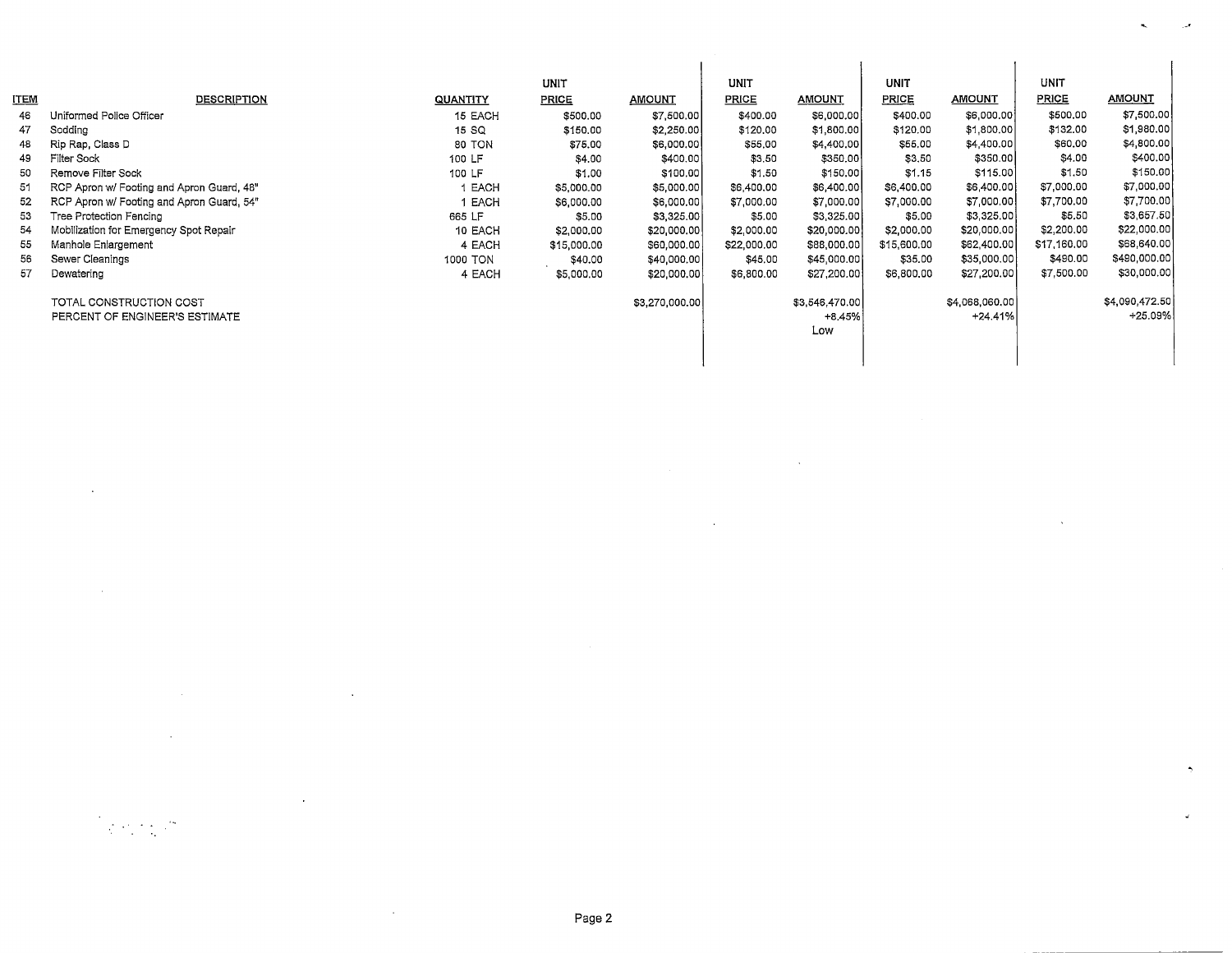| ITEM | DESCRIPTION | QUANTITY | UNIT PRICE | AMOUNT | UNIT PRICE | AMOUNT | UNIT PRICE | AMOUNT | UNIT PRICE | AMOUNT |
|---|---|---|---|---|---|---|---|---|---|---|
| 46 | Uniformed Police Officer | 15 EACH | $500.00 | $7,500.00 | $400.00 | $6,000.00 | $400.00 | $6,000.00 | $500.00 | $7,500.00 |
| 47 | Sodding | 15 SQ | $150.00 | $2,250.00 | $120.00 | $1,800.00 | $120.00 | $1,800.00 | $132.00 | $1,980.00 |
| 48 | Rip Rap, Class D | 80 TON | $75.00 | $6,000.00 | $55.00 | $4,400.00 | $55.00 | $4,400.00 | $60.00 | $4,800.00 |
| 49 | Filter Sock | 100 LF | $4.00 | $400.00 | $3.50 | $350.00 | $3.50 | $350.00 | $4.00 | $400.00 |
| 50 | Remove Filter Sock | 100 LF | $1.00 | $100.00 | $1.50 | $150.00 | $1.15 | $115.00 | $1.50 | $150.00 |
| 51 | RCP Apron w/ Footing and Apron Guard, 48" | 1 EACH | $5,000.00 | $5,000.00 | $6,400.00 | $6,400.00 | $6,400.00 | $6,400.00 | $7,000.00 | $7,000.00 |
| 52 | RCP Apron w/ Footing and Apron Guard, 54" | 1 EACH | $6,000.00 | $6,000.00 | $7,000.00 | $7,000.00 | $7,000.00 | $7,000.00 | $7,700.00 | $7,700.00 |
| 53 | Tree Protection Fencing | 665 LF | $5.00 | $3,325.00 | $5.00 | $3,325.00 | $5.00 | $3,325.00 | $5.50 | $3,657.50 |
| 54 | Mobilization for Emergency Spot Repair | 10 EACH | $2,000.00 | $20,000.00 | $2,000.00 | $20,000.00 | $2,000.00 | $20,000.00 | $2,200.00 | $22,000.00 |
| 55 | Manhole Enlargement | 4 EACH | $15,000.00 | $60,000.00 | $22,000.00 | $88,000.00 | $15,600.00 | $62,400.00 | $17,160.00 | $68,640.00 |
| 56 | Sewer Cleanings | 1000 TON | $40.00 | $40,000.00 | $45.00 | $45,000.00 | $35.00 | $35,000.00 | $490.00 | $490,000.00 |
| 57 | Dewatering | 4 EACH | $5,000.00 | $20,000.00 | $6,800.00 | $27,200.00 | $6,800.00 | $27,200.00 | $7,500.00 | $30,000.00 |
| | TOTAL CONSTRUCTION COST | | | $3,270,000.00 | | $3,546,470.00 | | $4,068,060.00 | | $4,090,472.50 |
| | PERCENT OF ENGINEER'S ESTIMATE | | | | | +8.45% | | +24.41% | | +25.09% |
| | | | | | | Low | | | | |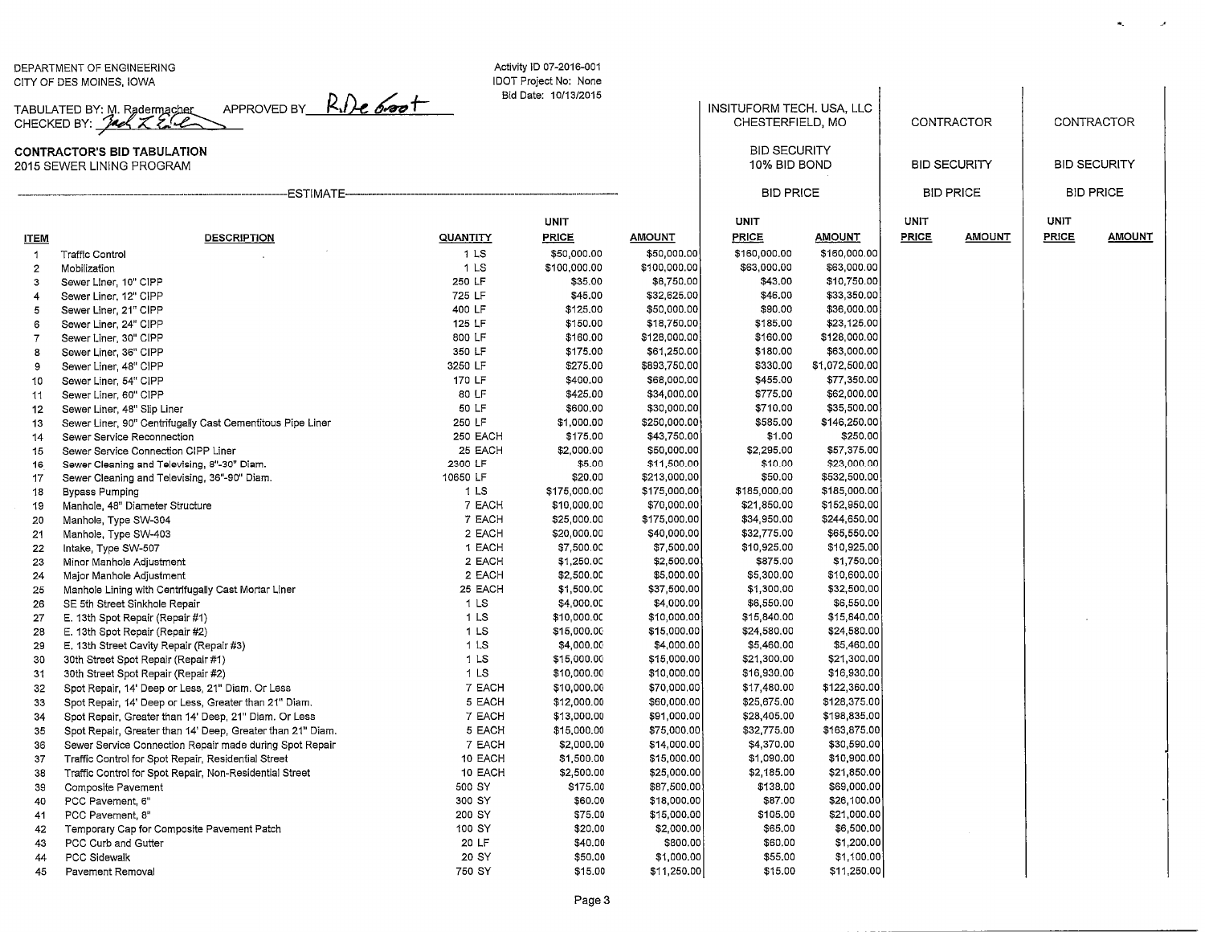DEPARTMENT OF ENGINEERING
CITY OF DES MOINES, IOWA

TABULATED BY: M. Radermacher APPROVED BY R.DeGroot
CHECKED BY: Jack L Earle

Activity ID 07-2016-001
IDOT Project No: None
Bid Date: 10/13/2015

**CONTRACTOR'S BID TABULATION**
2015 SEWER LINING PROGRAM

| | | ESTIMATE | | | INSITUFORM TECH. USA, LLC CHESTERFIELD, MO | | CONTRACTOR | | CONTRACTOR | |
|---|---|---|---|---|---|---|---|---|---|---|
| | | | | | BID SECURITY 10% BID BOND | | BID SECURITY | | BID SECURITY | |
| | | | | | BID PRICE | | BID PRICE | | BID PRICE | |
| **ITEM** | **DESCRIPTION** | **QUANTITY** | **UNIT PRICE** | **AMOUNT** | **UNIT PRICE** | **AMOUNT** | **UNIT PRICE** | **AMOUNT** | **UNIT PRICE** | **AMOUNT** |
| 1 | Traffic Control | 1 LS | $50,000.00 | $50,000.00 | $160,000.00 | $160,000.00 | | | | |
| 2 | Mobilization | 1 LS | $100,000.00 | $100,000.00 | $63,000.00 | $63,000.00 | | | | |
| 3 | Sewer Liner, 10" CIPP | 250 LF | $35.00 | $8,750.00 | $43.00 | $10,750.00 | | | | |
| 4 | Sewer Liner, 12" CIPP | 725 LF | $45.00 | $32,625.00 | $46.00 | $33,350.00 | | | | |
| 5 | Sewer Liner, 21" CIPP | 400 LF | $125.00 | $50,000.00 | $90.00 | $36,000.00 | | | | |
| 6 | Sewer Liner, 24" CIPP | 125 LF | $150.00 | $18,750.00 | $185.00 | $23,125.00 | | | | |
| 7 | Sewer Liner, 30" CIPP | 800 LF | $160.00 | $128,000.00 | $160.00 | $128,000.00 | | | | |
| 8 | Sewer Liner, 36" CIPP | 350 LF | $175.00 | $61,250.00 | $180.00 | $63,000.00 | | | | |
| 9 | Sewer Liner, 48" CIPP | 3250 LF | $275.00 | $893,750.00 | $330.00 | $1,072,500.00 | | | | |
| 10 | Sewer Liner, 54" CIPP | 170 LF | $400.00 | $68,000.00 | $455.00 | $77,350.00 | | | | |
| 11 | Sewer Liner, 60" CIPP | 80 LF | $425.00 | $34,000.00 | $775.00 | $62,000.00 | | | | |
| 12 | Sewer Liner, 48" Slip Liner | 50 LF | $600.00 | $30,000.00 | $710.00 | $35,500.00 | | | | |
| 13 | Sewer Liner, 90" Centrifugally Cast Cementitous Pipe Liner | 250 LF | $1,000.00 | $250,000.00 | $585.00 | $146,250.00 | | | | |
| 14 | Sewer Service Reconnection | 250 EACH | $175.00 | $43,750.00 | $1.00 | $250.00 | | | | |
| 15 | Sewer Service Connection CIPP Liner | 25 EACH | $2,000.00 | $50,000.00 | $2,295.00 | $57,375.00 | | | | |
| 16 | Sewer Cleaning and Televising, 8"-30" Diam. | 2300 LF | $5.00 | $11,500.00 | $10.00 | $23,000.00 | | | | |
| 17 | Sewer Cleaning and Televising, 36"-90" Diam. | 10650 LF | $20.00 | $213,000.00 | $50.00 | $532,500.00 | | | | |
| 18 | Bypass Pumping | 1 LS | $175,000.00 | $175,000.00 | $185,000.00 | $185,000.00 | | | | |
| 19 | Manhole, 48" Diameter Structure | 7 EACH | $10,000.00 | $70,000.00 | $21,850.00 | $152,950.00 | | | | |
| 20 | Manhole, Type SW-304 | 7 EACH | $25,000.00 | $175,000.00 | $34,950.00 | $244,650.00 | | | | |
| 21 | Manhole, Type SW-403 | 2 EACH | $20,000.00 | $40,000.00 | $32,775.00 | $65,550.00 | | | | |
| 22 | Intake, Type SW-507 | 1 EACH | $7,500.00 | $7,500.00 | $10,925.00 | $10,925.00 | | | | |
| 23 | Minor Manhole Adjustment | 2 EACH | $1,250.00 | $2,500.00 | $875.00 | $1,750.00 | | | | |
| 24 | Major Manhole Adjustment | 2 EACH | $2,500.00 | $5,000.00 | $5,300.00 | $10,600.00 | | | | |
| 25 | Manhole Lining with Centrifugally Cast Mortar Liner | 25 EACH | $1,500.00 | $37,500.00 | $1,300.00 | $32,500.00 | | | | |
| 26 | SE 5th Street Sinkhole Repair | 1 LS | $4,000.00 | $4,000.00 | $6,550.00 | $6,550.00 | | | | |
| 27 | E. 13th Spot Repair (Repair #1) | 1 LS | $10,000.00 | $10,000.00 | $15,840.00 | $15,840.00 | | | | |
| 28 | E. 13th Spot Repair (Repair #2) | 1 LS | $15,000.00 | $15,000.00 | $24,580.00 | $24,580.00 | | | | |
| 29 | E. 13th Street Cavity Repair (Repair #3) | 1 LS | $4,000.00 | $4,000.00 | $5,460.00 | $5,460.00 | | | | |
| 30 | 30th Street Spot Repair (Repair #1) | 1 LS | $15,000.00 | $15,000.00 | $21,300.00 | $21,300.00 | | | | |
| 31 | 30th Street Spot Repair (Repair #2) | 1 LS | $10,000.00 | $10,000.00 | $16,930.00 | $16,930.00 | | | | |
| 32 | Spot Repair, 14' Deep or Less, 21" Diam. Or Less | 7 EACH | $10,000.00 | $70,000.00 | $17,480.00 | $122,360.00 | | | | |
| 33 | Spot Repair, 14' Deep or Less, Greater than 21" Diam. | 5 EACH | $12,000.00 | $60,000.00 | $25,675.00 | $128,375.00 | | | | |
| 34 | Spot Repair, Greater than 14' Deep, 21" Diam. Or Less | 7 EACH | $13,000.00 | $91,000.00 | $28,405.00 | $198,835.00 | | | | |
| 35 | Spot Repair, Greater than 14' Deep, Greater than 21" Diam. | 5 EACH | $15,000.00 | $75,000.00 | $32,775.00 | $163,875.00 | | | | |
| 36 | Sewer Service Connection Repair made during Spot Repair | 7 EACH | $2,000.00 | $14,000.00 | $4,370.00 | $30,590.00 | | | | |
| 37 | Traffic Control for Spot Repair, Residential Street | 10 EACH | $1,500.00 | $15,000.00 | $1,090.00 | $10,900.00 | | | | |
| 38 | Traffic Control for Spot Repair, Non-Residential Street | 10 EACH | $2,500.00 | $25,000.00 | $2,185.00 | $21,850.00 | | | | |
| 39 | Composite Pavement | 500 SY | $175.00 | $87,500.00 | $138.00 | $69,000.00 | | | | |
| 40 | PCC Pavement, 6" | 300 SY | $60.00 | $18,000.00 | $87.00 | $26,100.00 | | | | |
| 41 | PCC Pavement, 8" | 200 SY | $75.00 | $15,000.00 | $105.00 | $21,000.00 | | | | |
| 42 | Temporary Cap for Composite Pavement Patch | 100 SY | $20.00 | $2,000.00 | $65.00 | $6,500.00 | | | | |
| 43 | PCC Curb and Gutter | 20 LF | $40.00 | $800.00 | $60.00 | $1,200.00 | | | | |
| 44 | PCC Sidewalk | 20 SY | $50.00 | $1,000.00 | $55.00 | $1,100.00 | | | | |
| 45 | Pavement Removal | 750 SY | $15.00 | $11,250.00 | $15.00 | $11,250.00 | | | | |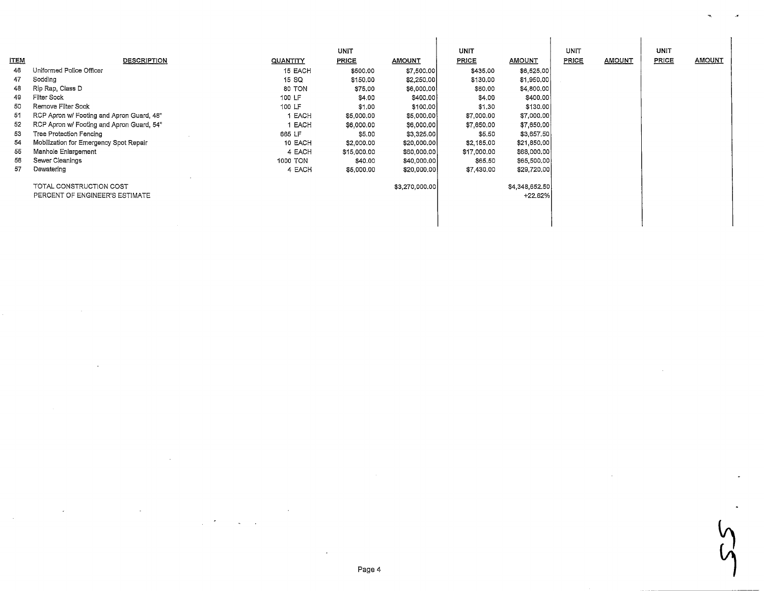| ITEM | DESCRIPTION | QUANTITY | UNIT PRICE | AMOUNT | UNIT PRICE | AMOUNT | UNIT PRICE | AMOUNT | UNIT PRICE | AMOUNT |
|---|---|---|---|---|---|---|---|---|---|---|
| 46 | Uniformed Police Officer | 15 EACH | $500.00 | $7,500.00 | $435.00 | $6,525.00 | | | | |
| 47 | Sodding | 15 SQ | $150.00 | $2,250.00 | $130.00 | $1,950.00 | | | | |
| 48 | Rip Rap, Class D | 80 TON | $75.00 | $6,000.00 | $60.00 | $4,800.00 | | | | |
| 49 | Filter Sock | 100 LF | $4.00 | $400.00 | $4.00 | $400.00 | | | | |
| 50 | Remove Filter Sock | 100 LF | $1.00 | $100.00 | $1.30 | $130.00 | | | | |
| 51 | RCP Apron w/ Footing and Apron Guard, 48" | 1 EACH | $5,000.00 | $5,000.00 | $7,000.00 | $7,000.00 | | | | |
| 52 | RCP Apron w/ Footing and Apron Guard, 54" | 1 EACH | $6,000.00 | $6,000.00 | $7,650.00 | $7,650.00 | | | | |
| 53 | Tree Protection Fencing | 665 LF | $5.00 | $3,325.00 | $5.50 | $3,657.50 | | | | |
| 54 | Mobilization for Emergency Spot Repair | 10 EACH | $2,000.00 | $20,000.00 | $2,185.00 | $21,850.00 | | | | |
| 55 | Manhole Enlargement | 4 EACH | $15,000.00 | $60,000.00 | $17,000.00 | $68,000.00 | | | | |
| 56 | Sewer Cleanings | 1000 TON | $40.00 | $40,000.00 | $65.50 | $65,500.00 | | | | |
| 57 | Dewatering | 4 EACH | $5,000.00 | $20,000.00 | $7,430.00 | $29,720.00 | | | | |
| | TOTAL CONSTRUCTION COST | | | $3,270,000.00 | | $4,348,652.50 | | | | |
| | PERCENT OF ENGINEER'S ESTIMATE | | | | | +22.62% | | | | |